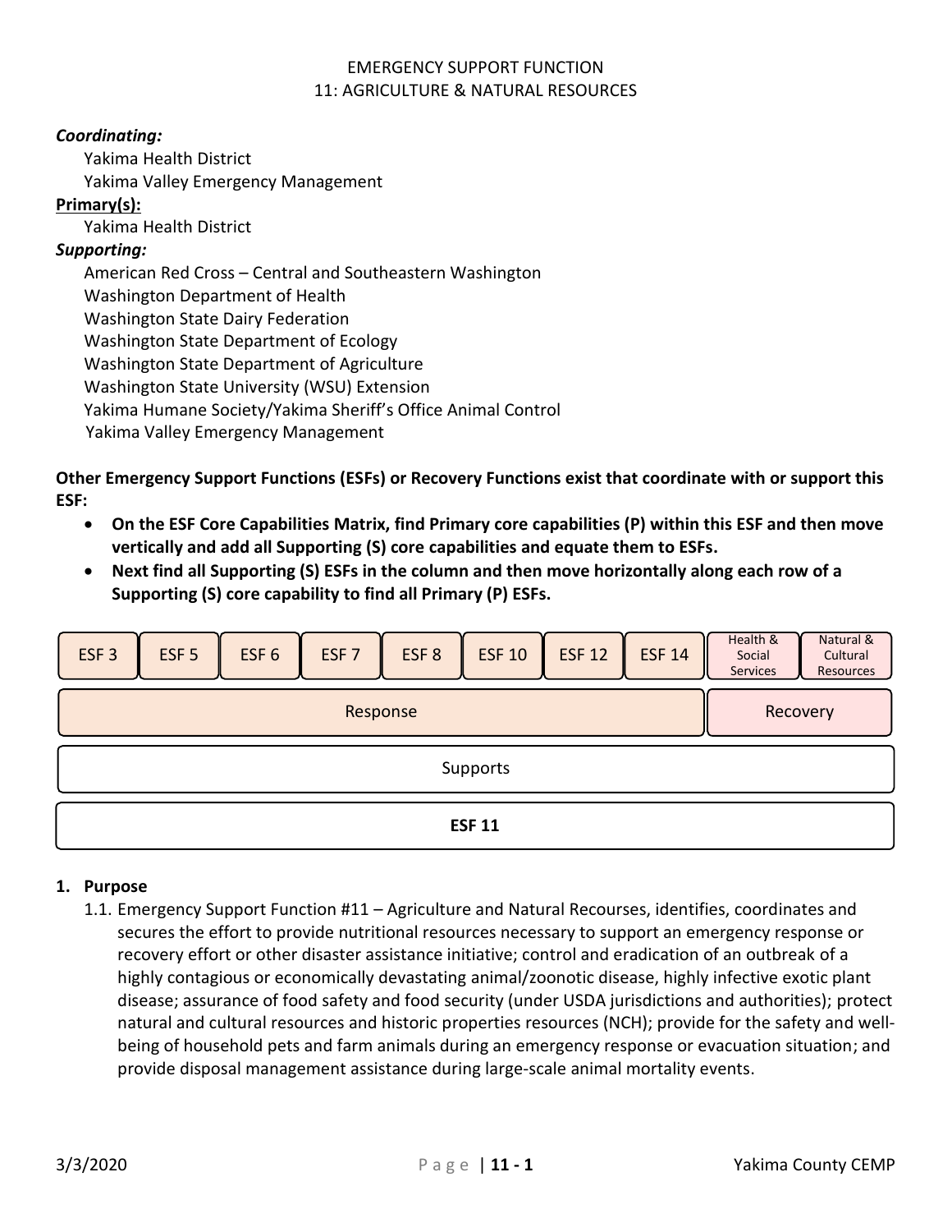# EMERGENCY SUPPORT FUNCTION
# 11: AGRICULTURE & NATURAL RESOURCES

***Coordinating:***

Yakima Health District
Yakima Valley Emergency Management

**Primary(s):**

Yakima Health District

***Supporting:***

American Red Cross – Central and Southeastern Washington
Washington Department of Health
Washington State Dairy Federation
Washington State Department of Ecology
Washington State Department of Agriculture
Washington State University (WSU) Extension
Yakima Humane Society/Yakima Sheriff's Office Animal Control
Yakima Valley Emergency Management

**Other Emergency Support Functions (ESFs) or Recovery Functions exist that coordinate with or support this ESF:**

- **On the ESF Core Capabilities Matrix, find Primary core capabilities (P) within this ESF and then move vertically and add all Supporting (S) core capabilities and equate them to ESFs.**
- **Next find all Supporting (S) ESFs in the column and then move horizontally along each row of a Supporting (S) core capability to find all Primary (P) ESFs.**

| ESF 3 | ESF 5 | ESF 6 | ESF 7 | ESF 8 | ESF 10 | ESF 12 | ESF 14 | Health & Social Services | Natural & Cultural Resources |
|---|---|---|---|---|---|---|---|---|---|
| Response | | | | | | | | Recovery | |
| Supports | | | | | | | | | |
| **ESF 11** | | | | | | | | | |

## 1. Purpose

1.1. Emergency Support Function #11 – Agriculture and Natural Recourses, identifies, coordinates and secures the effort to provide nutritional resources necessary to support an emergency response or recovery effort or other disaster assistance initiative; control and eradication of an outbreak of a highly contagious or economically devastating animal/zoonotic disease, highly infective exotic plant disease; assurance of food safety and food security (under USDA jurisdictions and authorities); protect natural and cultural resources and historic properties resources (NCH); provide for the safety and well-being of household pets and farm animals during an emergency response or evacuation situation; and provide disposal management assistance during large-scale animal mortality events.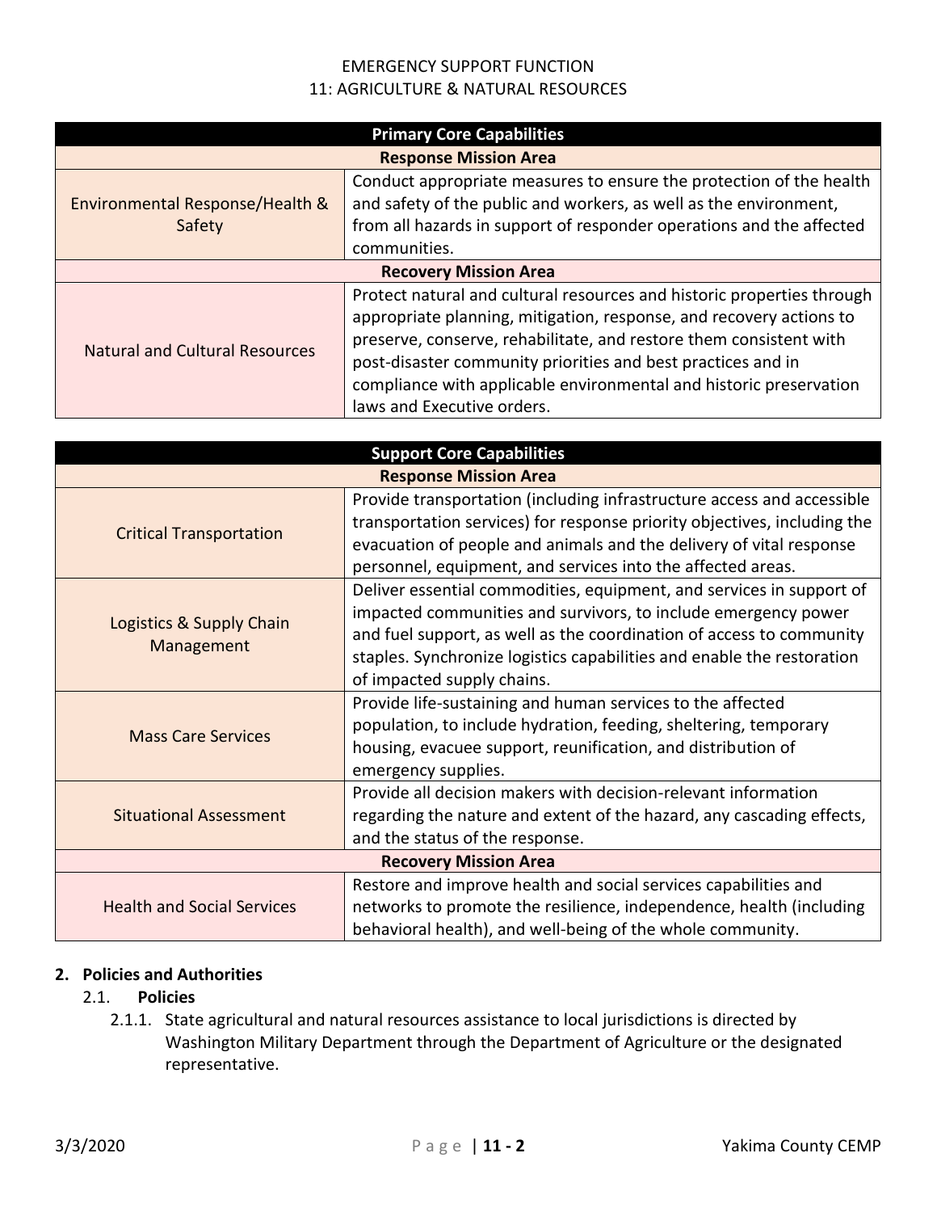EMERGENCY SUPPORT FUNCTION
11: AGRICULTURE & NATURAL RESOURCES

| Primary Core Capabilities | |
|---|---|
| **Response Mission Area** | |
| Environmental Response/Health & Safety | Conduct appropriate measures to ensure the protection of the health and safety of the public and workers, as well as the environment, from all hazards in support of responder operations and the affected communities. |
| **Recovery Mission Area** | |
| Natural and Cultural Resources | Protect natural and cultural resources and historic properties through appropriate planning, mitigation, response, and recovery actions to preserve, conserve, rehabilitate, and restore them consistent with post-disaster community priorities and best practices and in compliance with applicable environmental and historic preservation laws and Executive orders. |

| Support Core Capabilities | |
|---|---|
| **Response Mission Area** | |
| Critical Transportation | Provide transportation (including infrastructure access and accessible transportation services) for response priority objectives, including the evacuation of people and animals and the delivery of vital response personnel, equipment, and services into the affected areas. |
| Logistics & Supply Chain Management | Deliver essential commodities, equipment, and services in support of impacted communities and survivors, to include emergency power and fuel support, as well as the coordination of access to community staples. Synchronize logistics capabilities and enable the restoration of impacted supply chains. |
| Mass Care Services | Provide life-sustaining and human services to the affected population, to include hydration, feeding, sheltering, temporary housing, evacuee support, reunification, and distribution of emergency supplies. |
| Situational Assessment | Provide all decision makers with decision-relevant information regarding the nature and extent of the hazard, any cascading effects, and the status of the response. |
| **Recovery Mission Area** | |
| Health and Social Services | Restore and improve health and social services capabilities and networks to promote the resilience, independence, health (including behavioral health), and well-being of the whole community. |

## 2. Policies and Authorities

### 2.1. Policies

2.1.1. State agricultural and natural resources assistance to local jurisdictions is directed by Washington Military Department through the Department of Agriculture or the designated representative.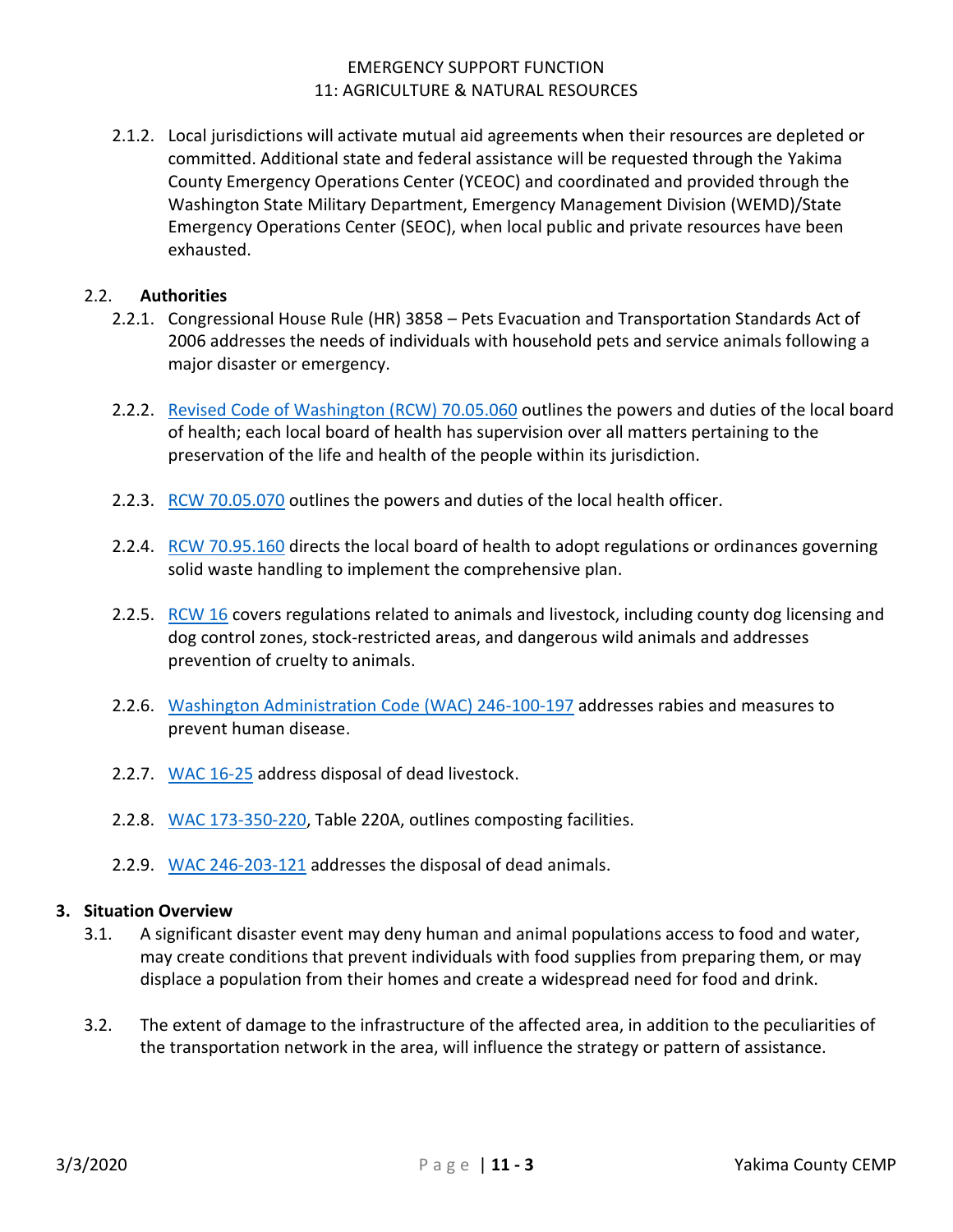2.1.2. Local jurisdictions will activate mutual aid agreements when their resources are depleted or committed. Additional state and federal assistance will be requested through the Yakima County Emergency Operations Center (YCEOC) and coordinated and provided through the Washington State Military Department, Emergency Management Division (WEMD)/State Emergency Operations Center (SEOC), when local public and private resources have been exhausted.

### 2.2. Authorities

2.2.1. Congressional House Rule (HR) 3858 – Pets Evacuation and Transportation Standards Act of 2006 addresses the needs of individuals with household pets and service animals following a major disaster or emergency.

2.2.2. Revised Code of Washington (RCW) 70.05.060 outlines the powers and duties of the local board of health; each local board of health has supervision over all matters pertaining to the preservation of the life and health of the people within its jurisdiction.

2.2.3. RCW 70.05.070 outlines the powers and duties of the local health officer.

2.2.4. RCW 70.95.160 directs the local board of health to adopt regulations or ordinances governing solid waste handling to implement the comprehensive plan.

2.2.5. RCW 16 covers regulations related to animals and livestock, including county dog licensing and dog control zones, stock-restricted areas, and dangerous wild animals and addresses prevention of cruelty to animals.

2.2.6. Washington Administration Code (WAC) 246-100-197 addresses rabies and measures to prevent human disease.

2.2.7. WAC 16-25 address disposal of dead livestock.

2.2.8. WAC 173-350-220, Table 220A, outlines composting facilities.

2.2.9. WAC 246-203-121 addresses the disposal of dead animals.

## 3. Situation Overview

3.1. A significant disaster event may deny human and animal populations access to food and water, may create conditions that prevent individuals with food supplies from preparing them, or may displace a population from their homes and create a widespread need for food and drink.

3.2. The extent of damage to the infrastructure of the affected area, in addition to the peculiarities of the transportation network in the area, will influence the strategy or pattern of assistance.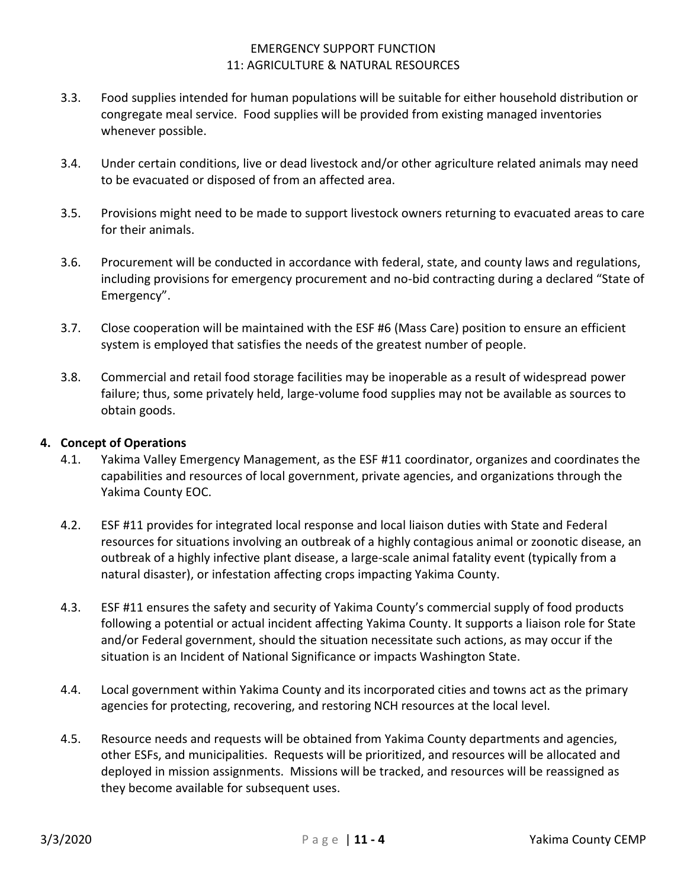3.3. Food supplies intended for human populations will be suitable for either household distribution or congregate meal service. Food supplies will be provided from existing managed inventories whenever possible.

3.4. Under certain conditions, live or dead livestock and/or other agriculture related animals may need to be evacuated or disposed of from an affected area.

3.5. Provisions might need to be made to support livestock owners returning to evacuated areas to care for their animals.

3.6. Procurement will be conducted in accordance with federal, state, and county laws and regulations, including provisions for emergency procurement and no-bid contracting during a declared "State of Emergency".

3.7. Close cooperation will be maintained with the ESF #6 (Mass Care) position to ensure an efficient system is employed that satisfies the needs of the greatest number of people.

3.8. Commercial and retail food storage facilities may be inoperable as a result of widespread power failure; thus, some privately held, large-volume food supplies may not be available as sources to obtain goods.

## 4. Concept of Operations

4.1. Yakima Valley Emergency Management, as the ESF #11 coordinator, organizes and coordinates the capabilities and resources of local government, private agencies, and organizations through the Yakima County EOC.

4.2. ESF #11 provides for integrated local response and local liaison duties with State and Federal resources for situations involving an outbreak of a highly contagious animal or zoonotic disease, an outbreak of a highly infective plant disease, a large-scale animal fatality event (typically from a natural disaster), or infestation affecting crops impacting Yakima County.

4.3. ESF #11 ensures the safety and security of Yakima County's commercial supply of food products following a potential or actual incident affecting Yakima County. It supports a liaison role for State and/or Federal government, should the situation necessitate such actions, as may occur if the situation is an Incident of National Significance or impacts Washington State.

4.4. Local government within Yakima County and its incorporated cities and towns act as the primary agencies for protecting, recovering, and restoring NCH resources at the local level.

4.5. Resource needs and requests will be obtained from Yakima County departments and agencies, other ESFs, and municipalities. Requests will be prioritized, and resources will be allocated and deployed in mission assignments. Missions will be tracked, and resources will be reassigned as they become available for subsequent uses.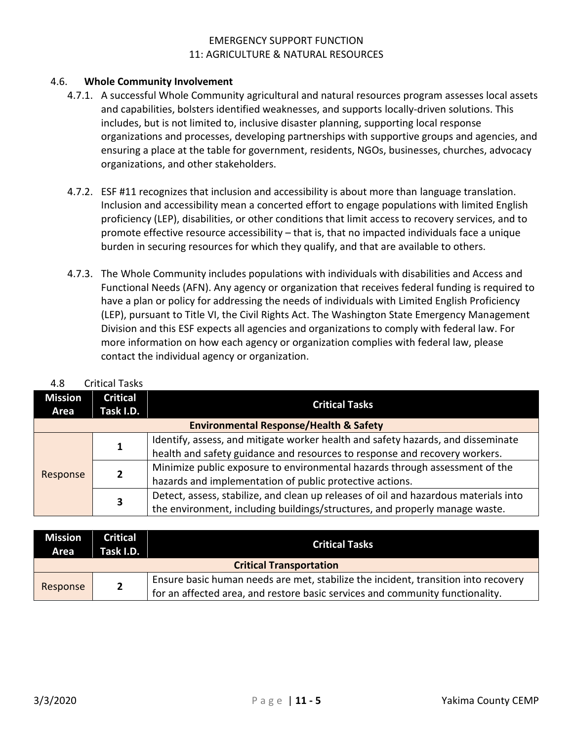## 4.6. Whole Community Involvement

4.7.1. A successful Whole Community agricultural and natural resources program assesses local assets and capabilities, bolsters identified weaknesses, and supports locally-driven solutions. This includes, but is not limited to, inclusive disaster planning, supporting local response organizations and processes, developing partnerships with supportive groups and agencies, and ensuring a place at the table for government, residents, NGOs, businesses, churches, advocacy organizations, and other stakeholders.

4.7.2. ESF #11 recognizes that inclusion and accessibility is about more than language translation. Inclusion and accessibility mean a concerted effort to engage populations with limited English proficiency (LEP), disabilities, or other conditions that limit access to recovery services, and to promote effective resource accessibility – that is, that no impacted individuals face a unique burden in securing resources for which they qualify, and that are available to others.

4.7.3. The Whole Community includes populations with individuals with disabilities and Access and Functional Needs (AFN). Any agency or organization that receives federal funding is required to have a plan or policy for addressing the needs of individuals with Limited English Proficiency (LEP), pursuant to Title VI, the Civil Rights Act. The Washington State Emergency Management Division and this ESF expects all agencies and organizations to comply with federal law. For more information on how each agency or organization complies with federal law, please contact the individual agency or organization.

4.8 Critical Tasks

| Mission Area | Critical Task I.D. | Critical Tasks |
|---|---|---|
| **Environmental Response/Health & Safety** | | |
| Response | 1 | Identify, assess, and mitigate worker health and safety hazards, and disseminate health and safety guidance and resources to response and recovery workers. |
| | 2 | Minimize public exposure to environmental hazards through assessment of the hazards and implementation of public protective actions. |
| | 3 | Detect, assess, stabilize, and clean up releases of oil and hazardous materials into the environment, including buildings/structures, and properly manage waste. |

| Mission Area | Critical Task I.D. | Critical Tasks |
|---|---|---|
| **Critical Transportation** | | |
| Response | 2 | Ensure basic human needs are met, stabilize the incident, transition into recovery for an affected area, and restore basic services and community functionality. |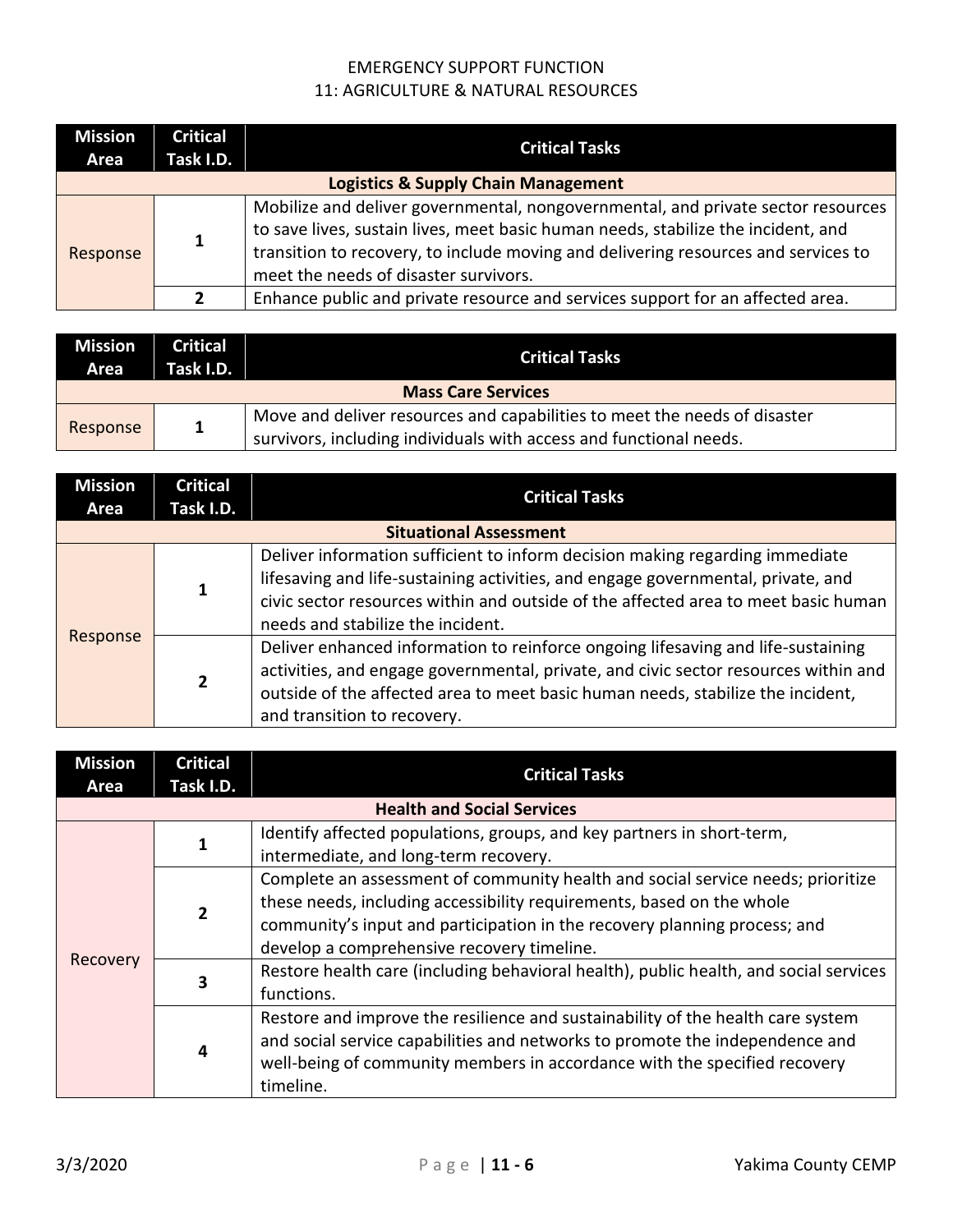EMERGENCY SUPPORT FUNCTION
11: AGRICULTURE & NATURAL RESOURCES

| Mission Area | Critical Task I.D. | Critical Tasks |
|---|---|---|
| **Logistics & Supply Chain Management** | | |
| Response | 1 | Mobilize and deliver governmental, nongovernmental, and private sector resources to save lives, sustain lives, meet basic human needs, stabilize the incident, and transition to recovery, to include moving and delivering resources and services to meet the needs of disaster survivors. |
| | 2 | Enhance public and private resource and services support for an affected area. |

| Mission Area | Critical Task I.D. | Critical Tasks |
|---|---|---|
| **Mass Care Services** | | |
| Response | 1 | Move and deliver resources and capabilities to meet the needs of disaster survivors, including individuals with access and functional needs. |

| Mission Area | Critical Task I.D. | Critical Tasks |
|---|---|---|
| **Situational Assessment** | | |
| Response | 1 | Deliver information sufficient to inform decision making regarding immediate lifesaving and life-sustaining activities, and engage governmental, private, and civic sector resources within and outside of the affected area to meet basic human needs and stabilize the incident. |
| | 2 | Deliver enhanced information to reinforce ongoing lifesaving and life-sustaining activities, and engage governmental, private, and civic sector resources within and outside of the affected area to meet basic human needs, stabilize the incident, and transition to recovery. |

| Mission Area | Critical Task I.D. | Critical Tasks |
|---|---|---|
| **Health and Social Services** | | |
| Recovery | 1 | Identify affected populations, groups, and key partners in short-term, intermediate, and long-term recovery. |
| | 2 | Complete an assessment of community health and social service needs; prioritize these needs, including accessibility requirements, based on the whole community's input and participation in the recovery planning process; and develop a comprehensive recovery timeline. |
| | 3 | Restore health care (including behavioral health), public health, and social services functions. |
| | 4 | Restore and improve the resilience and sustainability of the health care system and social service capabilities and networks to promote the independence and well-being of community members in accordance with the specified recovery timeline. |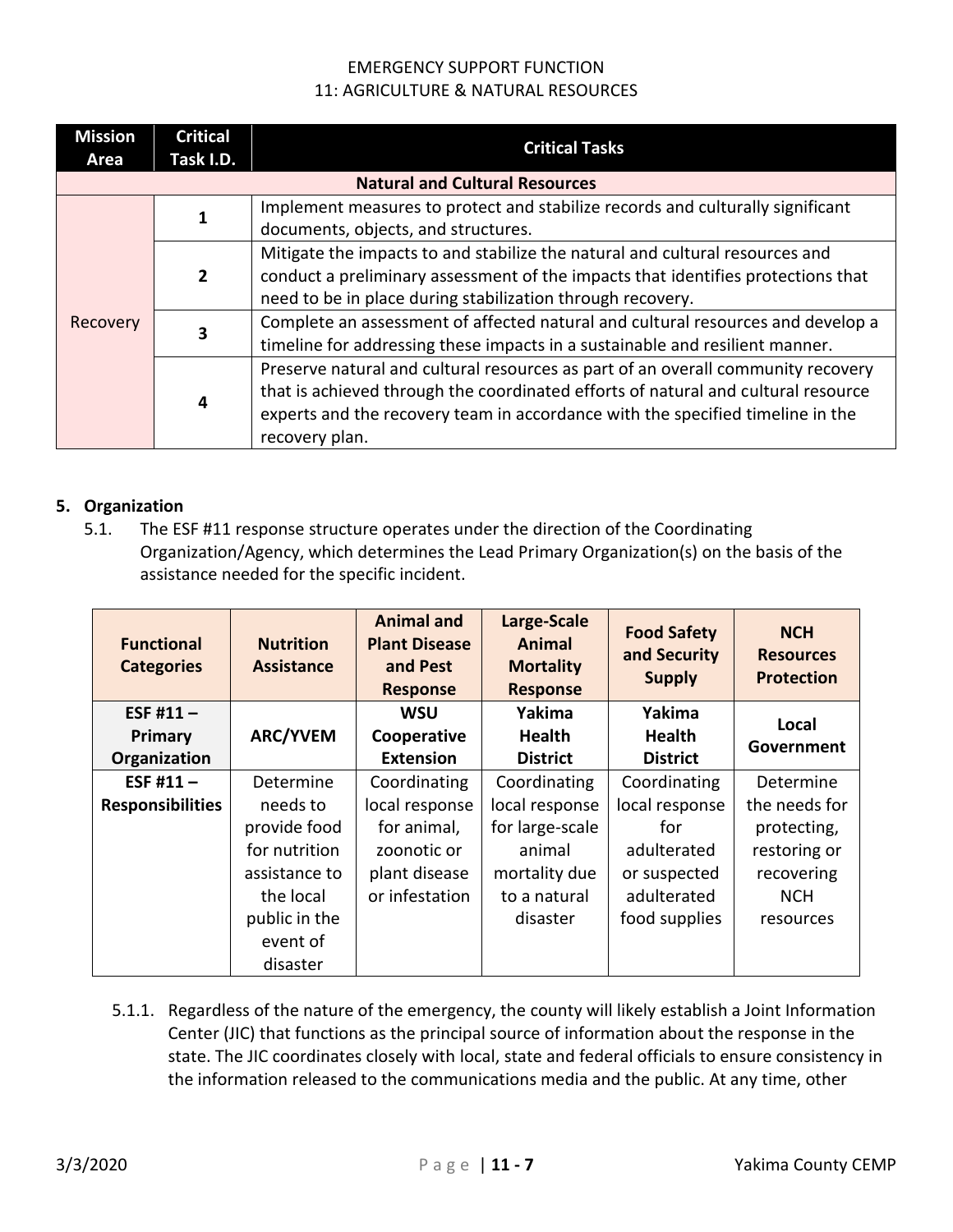| Mission Area | Critical Task I.D. | Critical Tasks |
|---|---|---|
| **Natural and Cultural Resources** | | |
| Recovery | 1 | Implement measures to protect and stabilize records and culturally significant documents, objects, and structures. |
| | 2 | Mitigate the impacts to and stabilize the natural and cultural resources and conduct a preliminary assessment of the impacts that identifies protections that need to be in place during stabilization through recovery. |
| | 3 | Complete an assessment of affected natural and cultural resources and develop a timeline for addressing these impacts in a sustainable and resilient manner. |
| | 4 | Preserve natural and cultural resources as part of an overall community recovery that is achieved through the coordinated efforts of natural and cultural resource experts and the recovery team in accordance with the specified timeline in the recovery plan. |

5. **Organization**

   5.1. The ESF #11 response structure operates under the direction of the Coordinating Organization/Agency, which determines the Lead Primary Organization(s) on the basis of the assistance needed for the specific incident.

| Functional Categories | Nutrition Assistance | Animal and Plant Disease and Pest Response | Large-Scale Animal Mortality Response | Food Safety and Security Supply | NCH Resources Protection |
|---|---|---|---|---|---|
| **ESF #11 – Primary Organization** | **ARC/YVEM** | **WSU Cooperative Extension** | **Yakima Health District** | **Yakima Health District** | **Local Government** |
| **ESF #11 – Responsibilities** | Determine needs to provide food for nutrition assistance to the local public in the event of disaster | Coordinating local response for animal, zoonotic or plant disease or infestation | Coordinating local response for large-scale animal mortality due to a natural disaster | Coordinating local response for adulterated or suspected adulterated food supplies | Determine the needs for protecting, restoring or recovering NCH resources |

   5.1.1. Regardless of the nature of the emergency, the county will likely establish a Joint Information Center (JIC) that functions as the principal source of information about the response in the state. The JIC coordinates closely with local, state and federal officials to ensure consistency in the information released to the communications media and the public. At any time, other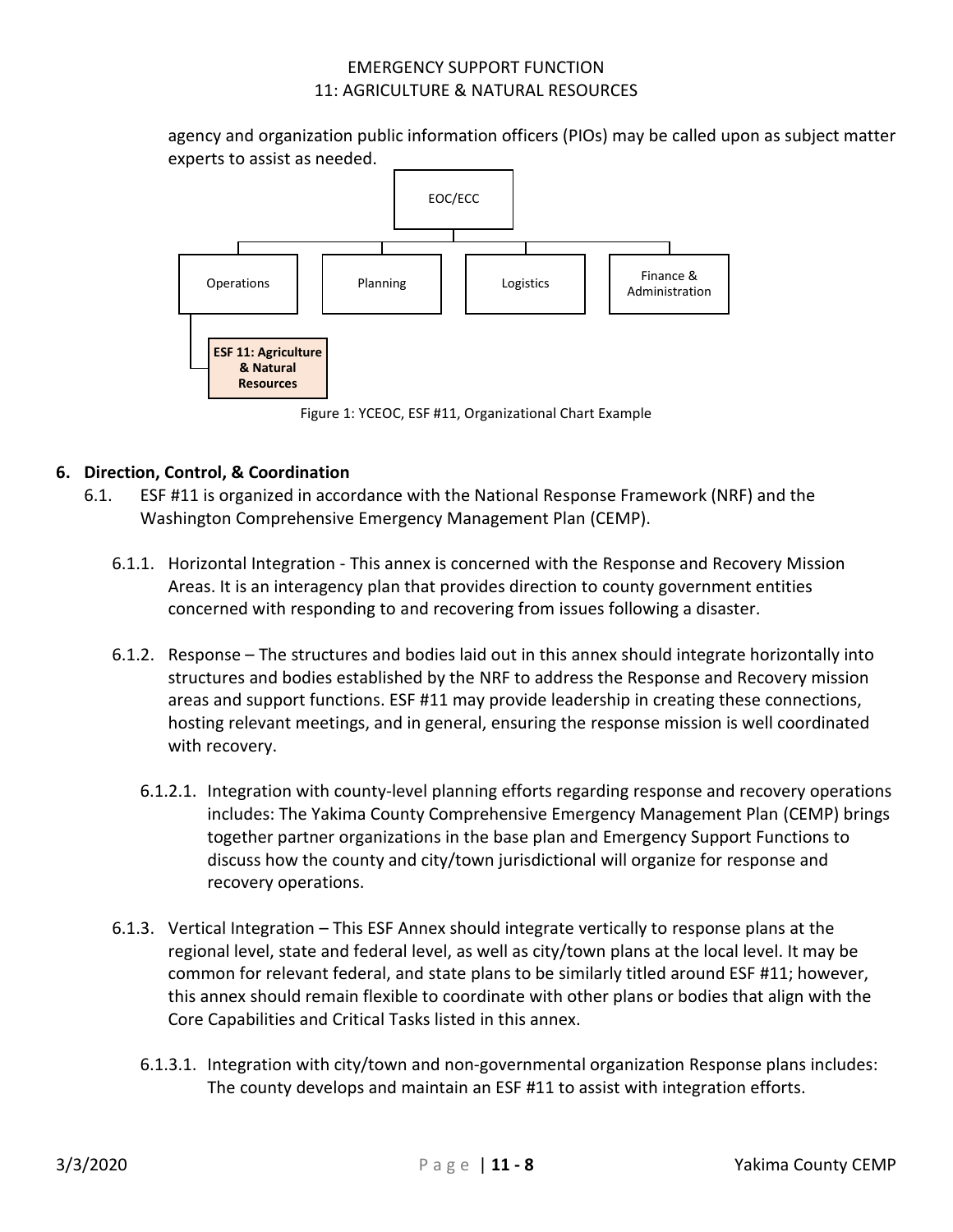agency and organization public information officers (PIOs) may be called upon as subject matter experts to assist as needed.

EOC/ECC

Operations | Planning | Logistics | Finance & Administration

ESF 11: Agriculture & Natural Resources

Figure 1: YCEOC, ESF #11, Organizational Chart Example

**6. Direction, Control, & Coordination**

6.1. ESF #11 is organized in accordance with the National Response Framework (NRF) and the Washington Comprehensive Emergency Management Plan (CEMP).

6.1.1. Horizontal Integration - This annex is concerned with the Response and Recovery Mission Areas. It is an interagency plan that provides direction to county government entities concerned with responding to and recovering from issues following a disaster.

6.1.2. Response – The structures and bodies laid out in this annex should integrate horizontally into structures and bodies established by the NRF to address the Response and Recovery mission areas and support functions. ESF #11 may provide leadership in creating these connections, hosting relevant meetings, and in general, ensuring the response mission is well coordinated with recovery.

6.1.2.1. Integration with county-level planning efforts regarding response and recovery operations includes: The Yakima County Comprehensive Emergency Management Plan (CEMP) brings together partner organizations in the base plan and Emergency Support Functions to discuss how the county and city/town jurisdictional will organize for response and recovery operations.

6.1.3. Vertical Integration – This ESF Annex should integrate vertically to response plans at the regional level, state and federal level, as well as city/town plans at the local level. It may be common for relevant federal, and state plans to be similarly titled around ESF #11; however, this annex should remain flexible to coordinate with other plans or bodies that align with the Core Capabilities and Critical Tasks listed in this annex.

6.1.3.1. Integration with city/town and non-governmental organization Response plans includes: The county develops and maintain an ESF #11 to assist with integration efforts.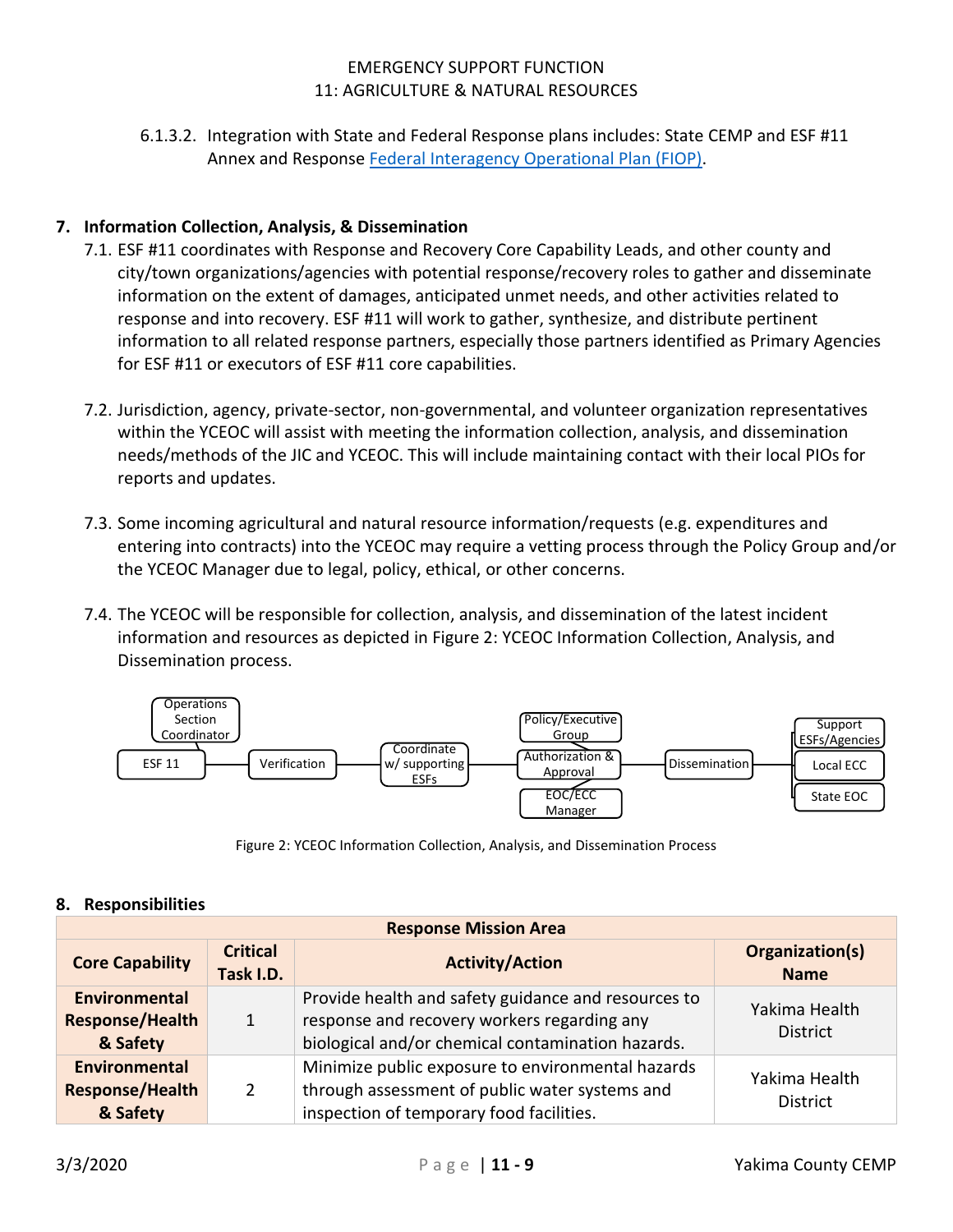6.1.3.2. Integration with State and Federal Response plans includes: State CEMP and ESF #11 Annex and Response Federal Interagency Operational Plan (FIOP).

## 7. Information Collection, Analysis, & Dissemination

7.1. ESF #11 coordinates with Response and Recovery Core Capability Leads, and other county and city/town organizations/agencies with potential response/recovery roles to gather and disseminate information on the extent of damages, anticipated unmet needs, and other activities related to response and into recovery. ESF #11 will work to gather, synthesize, and distribute pertinent information to all related response partners, especially those partners identified as Primary Agencies for ESF #11 or executors of ESF #11 core capabilities.

7.2. Jurisdiction, agency, private-sector, non-governmental, and volunteer organization representatives within the YCEOC will assist with meeting the information collection, analysis, and dissemination needs/methods of the JIC and YCEOC. This will include maintaining contact with their local PIOs for reports and updates.

7.3. Some incoming agricultural and natural resource information/requests (e.g. expenditures and entering into contracts) into the YCEOC may require a vetting process through the Policy Group and/or the YCEOC Manager due to legal, policy, ethical, or other concerns.

7.4. The YCEOC will be responsible for collection, analysis, and dissemination of the latest incident information and resources as depicted in Figure 2: YCEOC Information Collection, Analysis, and Dissemination process.

Operations Section Coordinator → ESF 11 → Verification → Coordinate w/ supporting ESFs → Authorization & Approval (Policy/Executive Group; EOC/ECC Manager) → Dissemination → Support ESFs/Agencies; Local ECC; State EOC

Figure 2: YCEOC Information Collection, Analysis, and Dissemination Process

## 8. Responsibilities

| Response Mission Area | | | |
|---|---|---|---|
| **Core Capability** | **Critical Task I.D.** | **Activity/Action** | **Organization(s) Name** |
| **Environmental Response/Health & Safety** | 1 | Provide health and safety guidance and resources to response and recovery workers regarding any biological and/or chemical contamination hazards. | Yakima Health District |
| **Environmental Response/Health & Safety** | 2 | Minimize public exposure to environmental hazards through assessment of public water systems and inspection of temporary food facilities. | Yakima Health District |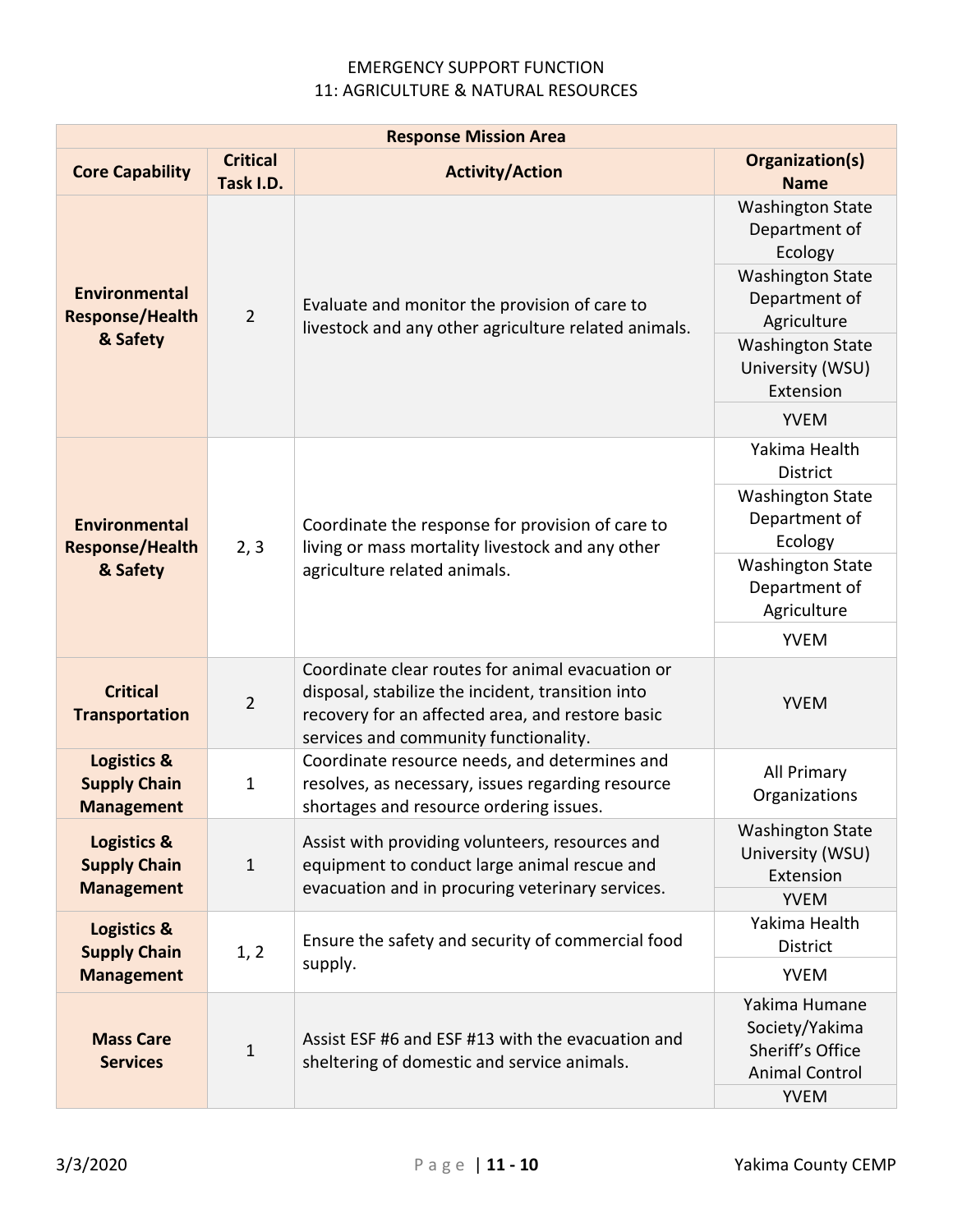EMERGENCY SUPPORT FUNCTION
11: AGRICULTURE & NATURAL RESOURCES

| Response Mission Area | | | |
|---|---|---|---|
| **Core Capability** | **Critical Task I.D.** | **Activity/Action** | **Organization(s) Name** |
| **Environmental Response/Health & Safety** | 2 | Evaluate and monitor the provision of care to livestock and any other agriculture related animals. | Washington State Department of Ecology<br>Washington State Department of Agriculture<br>Washington State University (WSU) Extension<br>YVEM |
| **Environmental Response/Health & Safety** | 2, 3 | Coordinate the response for provision of care to living or mass mortality livestock and any other agriculture related animals. | Yakima Health District<br>Washington State Department of Ecology<br>Washington State Department of Agriculture<br>YVEM |
| **Critical Transportation** | 2 | Coordinate clear routes for animal evacuation or disposal, stabilize the incident, transition into recovery for an affected area, and restore basic services and community functionality. | YVEM |
| **Logistics & Supply Chain Management** | 1 | Coordinate resource needs, and determines and resolves, as necessary, issues regarding resource shortages and resource ordering issues. | All Primary Organizations |
| **Logistics & Supply Chain Management** | 1 | Assist with providing volunteers, resources and equipment to conduct large animal rescue and evacuation and in procuring veterinary services. | Washington State University (WSU) Extension<br>YVEM |
| **Logistics & Supply Chain Management** | 1, 2 | Ensure the safety and security of commercial food supply. | Yakima Health District<br>YVEM |
| **Mass Care Services** | 1 | Assist ESF #6 and ESF #13 with the evacuation and sheltering of domestic and service animals. | Yakima Humane Society/Yakima Sheriff's Office Animal Control<br>YVEM |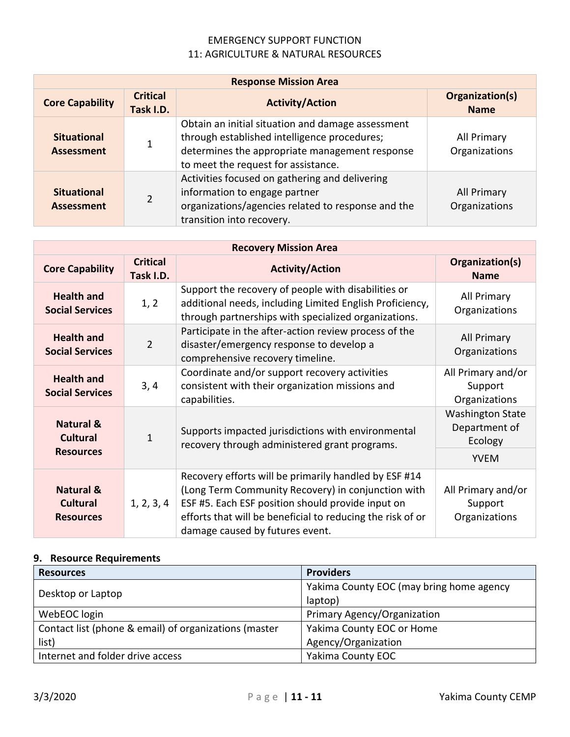EMERGENCY SUPPORT FUNCTION
11: AGRICULTURE & NATURAL RESOURCES

| Response Mission Area | | | |
|---|---|---|---|
| **Core Capability** | **Critical Task I.D.** | **Activity/Action** | **Organization(s) Name** |
| **Situational Assessment** | 1 | Obtain an initial situation and damage assessment through established intelligence procedures; determines the appropriate management response to meet the request for assistance. | All Primary Organizations |
| **Situational Assessment** | 2 | Activities focused on gathering and delivering information to engage partner organizations/agencies related to response and the transition into recovery. | All Primary Organizations |

| Recovery Mission Area | | | |
|---|---|---|---|
| **Core Capability** | **Critical Task I.D.** | **Activity/Action** | **Organization(s) Name** |
| **Health and Social Services** | 1, 2 | Support the recovery of people with disabilities or additional needs, including Limited English Proficiency, through partnerships with specialized organizations. | All Primary Organizations |
| **Health and Social Services** | 2 | Participate in the after-action review process of the disaster/emergency response to develop a comprehensive recovery timeline. | All Primary Organizations |
| **Health and Social Services** | 3, 4 | Coordinate and/or support recovery activities consistent with their organization missions and capabilities. | All Primary and/or Support Organizations |
| **Natural & Cultural Resources** | 1 | Supports impacted jurisdictions with environmental recovery through administered grant programs. | Washington State Department of Ecology |
| | | | YVEM |
| **Natural & Cultural Resources** | 1, 2, 3, 4 | Recovery efforts will be primarily handled by ESF #14 (Long Term Community Recovery) in conjunction with ESF #5. Each ESF position should provide input on efforts that will be beneficial to reducing the risk of or damage caused by futures event. | All Primary and/or Support Organizations |

## 9. Resource Requirements

| Resources | Providers |
|---|---|
| Desktop or Laptop | Yakima County EOC (may bring home agency laptop) |
| WebEOC login | Primary Agency/Organization |
| Contact list (phone & email) of organizations (master list) | Yakima County EOC or Home Agency/Organization |
| Internet and folder drive access | Yakima County EOC |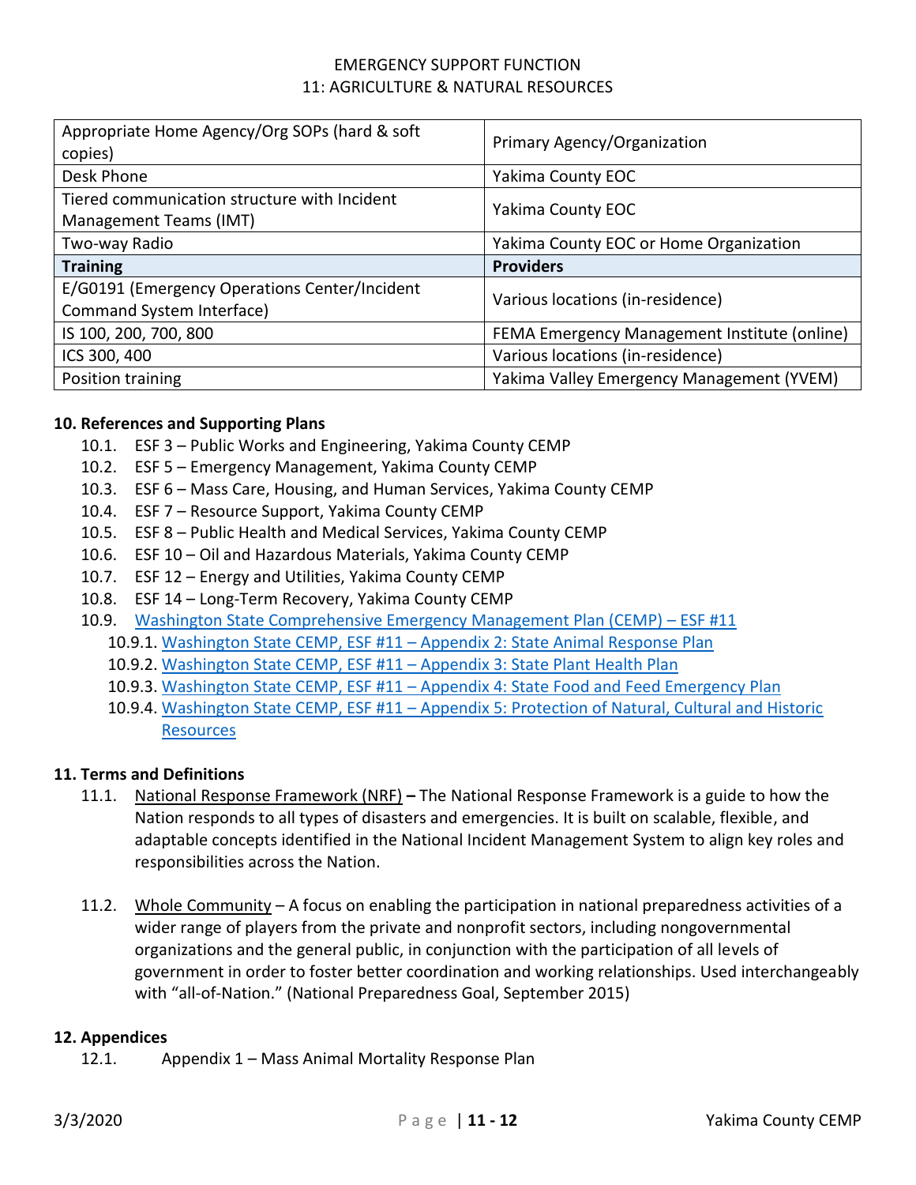| Appropriate Home Agency/Org SOPs (hard & soft copies) | Primary Agency/Organization |
|---|---|
| Desk Phone | Yakima County EOC |
| Tiered communication structure with Incident Management Teams (IMT) | Yakima County EOC |
| Two-way Radio | Yakima County EOC or Home Organization |
| **Training** | **Providers** |
| E/G0191 (Emergency Operations Center/Incident Command System Interface) | Various locations (in-residence) |
| IS 100, 200, 700, 800 | FEMA Emergency Management Institute (online) |
| ICS 300, 400 | Various locations (in-residence) |
| Position training | Yakima Valley Emergency Management (YVEM) |

**10. References and Supporting Plans**

- 10.1. ESF 3 – Public Works and Engineering, Yakima County CEMP
- 10.2. ESF 5 – Emergency Management, Yakima County CEMP
- 10.3. ESF 6 – Mass Care, Housing, and Human Services, Yakima County CEMP
- 10.4. ESF 7 – Resource Support, Yakima County CEMP
- 10.5. ESF 8 – Public Health and Medical Services, Yakima County CEMP
- 10.6. ESF 10 – Oil and Hazardous Materials, Yakima County CEMP
- 10.7. ESF 12 – Energy and Utilities, Yakima County CEMP
- 10.8. ESF 14 – Long-Term Recovery, Yakima County CEMP
- 10.9. Washington State Comprehensive Emergency Management Plan (CEMP) – ESF #11
  - 10.9.1. Washington State CEMP, ESF #11 – Appendix 2: State Animal Response Plan
  - 10.9.2. Washington State CEMP, ESF #11 – Appendix 3: State Plant Health Plan
  - 10.9.3. Washington State CEMP, ESF #11 – Appendix 4: State Food and Feed Emergency Plan
  - 10.9.4. Washington State CEMP, ESF #11 – Appendix 5: Protection of Natural, Cultural and Historic Resources

**11. Terms and Definitions**

- 11.1. National Response Framework (NRF) **–** The National Response Framework is a guide to how the Nation responds to all types of disasters and emergencies. It is built on scalable, flexible, and adaptable concepts identified in the National Incident Management System to align key roles and responsibilities across the Nation.

- 11.2. Whole Community – A focus on enabling the participation in national preparedness activities of a wider range of players from the private and nonprofit sectors, including nongovernmental organizations and the general public, in conjunction with the participation of all levels of government in order to foster better coordination and working relationships. Used interchangeably with "all-of-Nation." (National Preparedness Goal, September 2015)

**12. Appendices**

- 12.1. Appendix 1 – Mass Animal Mortality Response Plan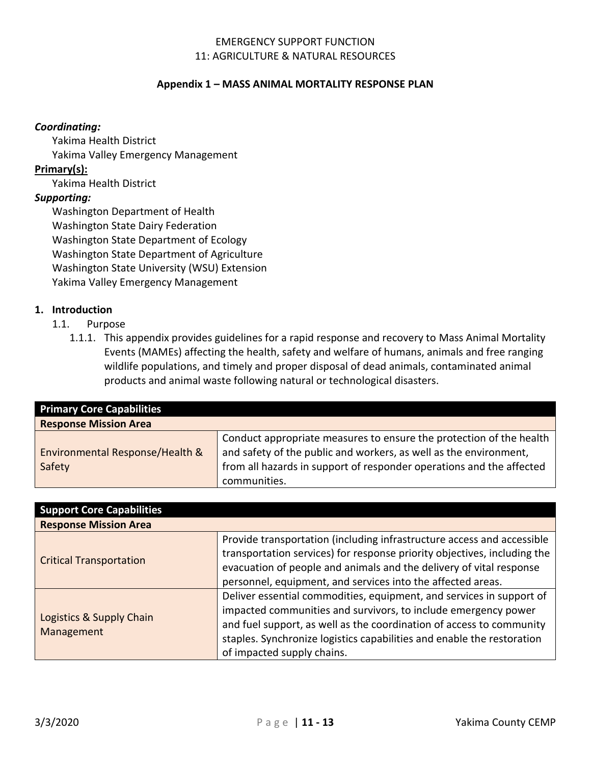EMERGENCY SUPPORT FUNCTION
11: AGRICULTURE & NATURAL RESOURCES

**Appendix 1 – MASS ANIMAL MORTALITY RESPONSE PLAN**

***Coordinating:***

Yakima Health District
Yakima Valley Emergency Management

**Primary(s):**

Yakima Health District

***Supporting:***

Washington Department of Health
Washington State Dairy Federation
Washington State Department of Ecology
Washington State Department of Agriculture
Washington State University (WSU) Extension
Yakima Valley Emergency Management

1. **Introduction**
   1.1. Purpose
      1.1.1. This appendix provides guidelines for a rapid response and recovery to Mass Animal Mortality Events (MAMEs) affecting the health, safety and welfare of humans, animals and free ranging wildlife populations, and timely and proper disposal of dead animals, contaminated animal products and animal waste following natural or technological disasters.

| **Primary Core Capabilities** | |
|---|---|
| **Response Mission Area** | |
| Environmental Response/Health & Safety | Conduct appropriate measures to ensure the protection of the health and safety of the public and workers, as well as the environment, from all hazards in support of responder operations and the affected communities. |

| **Support Core Capabilities** | |
|---|---|
| **Response Mission Area** | |
| Critical Transportation | Provide transportation (including infrastructure access and accessible transportation services) for response priority objectives, including the evacuation of people and animals and the delivery of vital response personnel, equipment, and services into the affected areas. |
| Logistics & Supply Chain Management | Deliver essential commodities, equipment, and services in support of impacted communities and survivors, to include emergency power and fuel support, as well as the coordination of access to community staples. Synchronize logistics capabilities and enable the restoration of impacted supply chains. |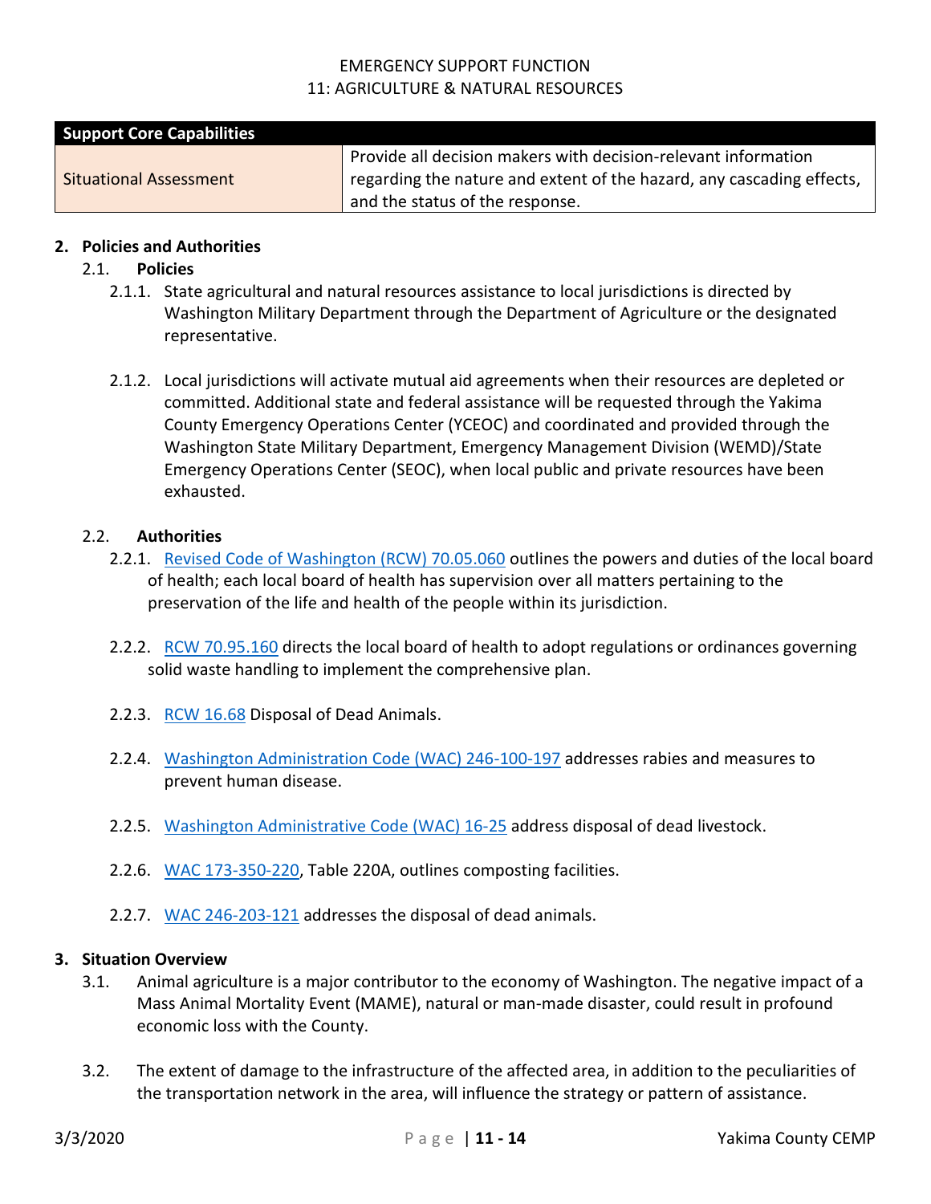| Support Core Capabilities | |
|---|---|
| Situational Assessment | Provide all decision makers with decision-relevant information regarding the nature and extent of the hazard, any cascading effects, and the status of the response. |

## 2. Policies and Authorities

### 2.1. Policies

2.1.1. State agricultural and natural resources assistance to local jurisdictions is directed by Washington Military Department through the Department of Agriculture or the designated representative.

2.1.2. Local jurisdictions will activate mutual aid agreements when their resources are depleted or committed. Additional state and federal assistance will be requested through the Yakima County Emergency Operations Center (YCEOC) and coordinated and provided through the Washington State Military Department, Emergency Management Division (WEMD)/State Emergency Operations Center (SEOC), when local public and private resources have been exhausted.

### 2.2. Authorities

2.2.1. Revised Code of Washington (RCW) 70.05.060 outlines the powers and duties of the local board of health; each local board of health has supervision over all matters pertaining to the preservation of the life and health of the people within its jurisdiction.

2.2.2. RCW 70.95.160 directs the local board of health to adopt regulations or ordinances governing solid waste handling to implement the comprehensive plan.

2.2.3. RCW 16.68 Disposal of Dead Animals.

2.2.4. Washington Administration Code (WAC) 246-100-197 addresses rabies and measures to prevent human disease.

2.2.5. Washington Administrative Code (WAC) 16-25 address disposal of dead livestock.

2.2.6. WAC 173-350-220, Table 220A, outlines composting facilities.

2.2.7. WAC 246-203-121 addresses the disposal of dead animals.

## 3. Situation Overview

3.1. Animal agriculture is a major contributor to the economy of Washington. The negative impact of a Mass Animal Mortality Event (MAME), natural or man-made disaster, could result in profound economic loss with the County.

3.2. The extent of damage to the infrastructure of the affected area, in addition to the peculiarities of the transportation network in the area, will influence the strategy or pattern of assistance.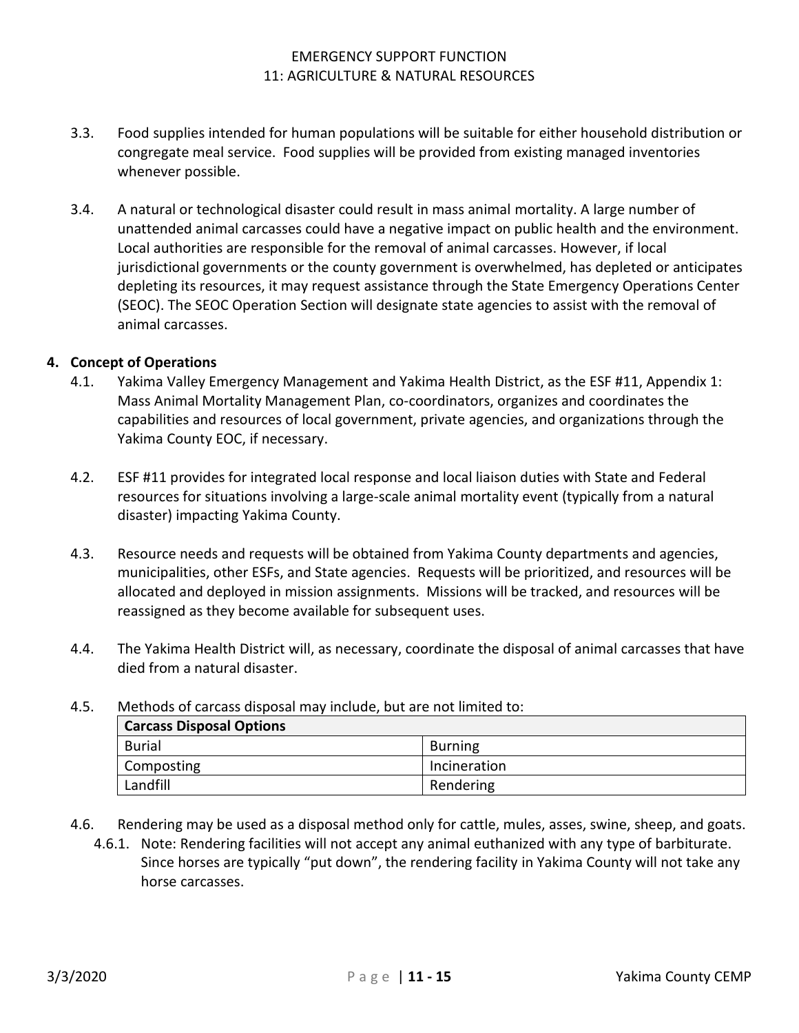3.3. Food supplies intended for human populations will be suitable for either household distribution or congregate meal service. Food supplies will be provided from existing managed inventories whenever possible.

3.4. A natural or technological disaster could result in mass animal mortality. A large number of unattended animal carcasses could have a negative impact on public health and the environment. Local authorities are responsible for the removal of animal carcasses. However, if local jurisdictional governments or the county government is overwhelmed, has depleted or anticipates depleting its resources, it may request assistance through the State Emergency Operations Center (SEOC). The SEOC Operation Section will designate state agencies to assist with the removal of animal carcasses.

## 4. Concept of Operations

4.1. Yakima Valley Emergency Management and Yakima Health District, as the ESF #11, Appendix 1: Mass Animal Mortality Management Plan, co-coordinators, organizes and coordinates the capabilities and resources of local government, private agencies, and organizations through the Yakima County EOC, if necessary.

4.2. ESF #11 provides for integrated local response and local liaison duties with State and Federal resources for situations involving a large-scale animal mortality event (typically from a natural disaster) impacting Yakima County.

4.3. Resource needs and requests will be obtained from Yakima County departments and agencies, municipalities, other ESFs, and State agencies. Requests will be prioritized, and resources will be allocated and deployed in mission assignments. Missions will be tracked, and resources will be reassigned as they become available for subsequent uses.

4.4. The Yakima Health District will, as necessary, coordinate the disposal of animal carcasses that have died from a natural disaster.

4.5. Methods of carcass disposal may include, but are not limited to:

| **Carcass Disposal Options** | |
|---|---|
| Burial | Burning |
| Composting | Incineration |
| Landfill | Rendering |

4.6. Rendering may be used as a disposal method only for cattle, mules, asses, swine, sheep, and goats.

4.6.1. Note: Rendering facilities will not accept any animal euthanized with any type of barbiturate. Since horses are typically "put down", the rendering facility in Yakima County will not take any horse carcasses.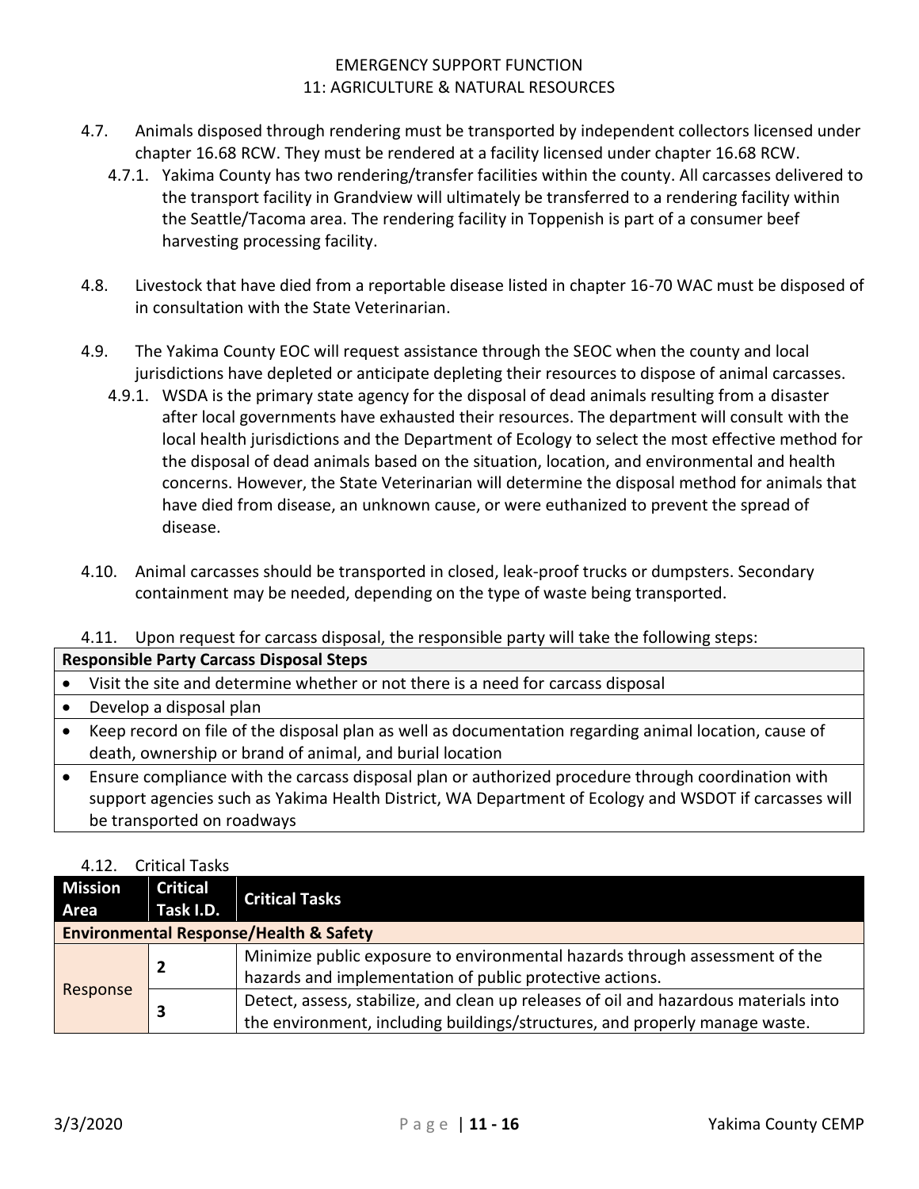4.7. Animals disposed through rendering must be transported by independent collectors licensed under chapter 16.68 RCW. They must be rendered at a facility licensed under chapter 16.68 RCW.

4.7.1. Yakima County has two rendering/transfer facilities within the county. All carcasses delivered to the transport facility in Grandview will ultimately be transferred to a rendering facility within the Seattle/Tacoma area. The rendering facility in Toppenish is part of a consumer beef harvesting processing facility.

4.8. Livestock that have died from a reportable disease listed in chapter 16-70 WAC must be disposed of in consultation with the State Veterinarian.

4.9. The Yakima County EOC will request assistance through the SEOC when the county and local jurisdictions have depleted or anticipate depleting their resources to dispose of animal carcasses.

4.9.1. WSDA is the primary state agency for the disposal of dead animals resulting from a disaster after local governments have exhausted their resources. The department will consult with the local health jurisdictions and the Department of Ecology to select the most effective method for the disposal of dead animals based on the situation, location, and environmental and health concerns. However, the State Veterinarian will determine the disposal method for animals that have died from disease, an unknown cause, or were euthanized to prevent the spread of disease.

4.10. Animal carcasses should be transported in closed, leak-proof trucks or dumpsters. Secondary containment may be needed, depending on the type of waste being transported.

4.11. Upon request for carcass disposal, the responsible party will take the following steps:

| Responsible Party Carcass Disposal Steps |
|---|
| • Visit the site and determine whether or not there is a need for carcass disposal |
| • Develop a disposal plan |
| • Keep record on file of the disposal plan as well as documentation regarding animal location, cause of death, ownership or brand of animal, and burial location |
| • Ensure compliance with the carcass disposal plan or authorized procedure through coordination with support agencies such as Yakima Health District, WA Department of Ecology and WSDOT if carcasses will be transported on roadways |

4.12. Critical Tasks

| Mission Area | Critical Task I.D. | Critical Tasks |
|---|---|---|
| **Environmental Response/Health & Safety** | | |
| Response | 2 | Minimize public exposure to environmental hazards through assessment of the hazards and implementation of public protective actions. |
| | 3 | Detect, assess, stabilize, and clean up releases of oil and hazardous materials into the environment, including buildings/structures, and properly manage waste. |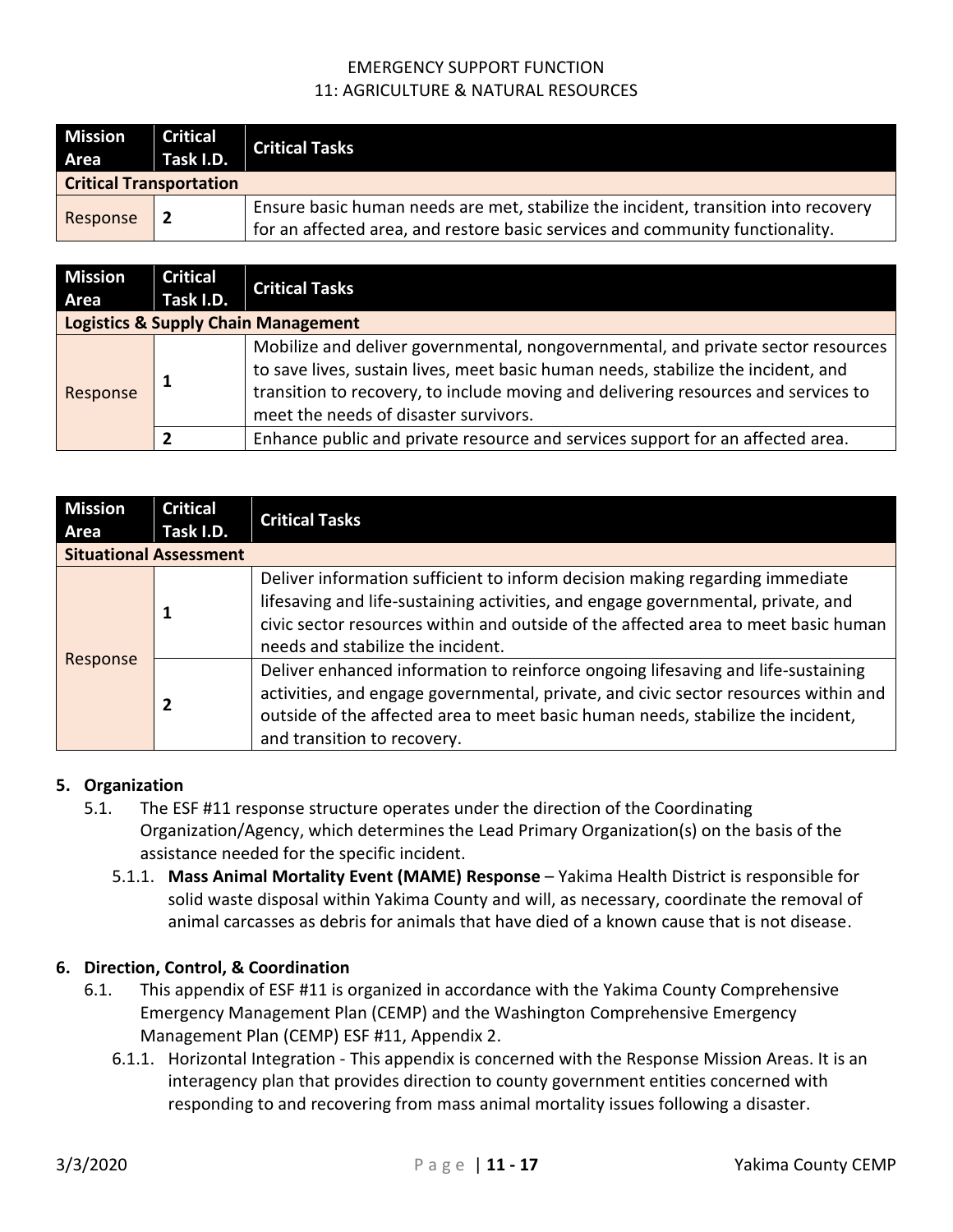| Mission Area | Critical Task I.D. | Critical Tasks |
| --- | --- | --- |
| **Critical Transportation** | | |
| Response | **2** | Ensure basic human needs are met, stabilize the incident, transition into recovery for an affected area, and restore basic services and community functionality. |

| Mission Area | Critical Task I.D. | Critical Tasks |
| --- | --- | --- |
| **Logistics & Supply Chain Management** | | |
| Response | **1** | Mobilize and deliver governmental, nongovernmental, and private sector resources to save lives, sustain lives, meet basic human needs, stabilize the incident, and transition to recovery, to include moving and delivering resources and services to meet the needs of disaster survivors. |
| | **2** | Enhance public and private resource and services support for an affected area. |

| Mission Area | Critical Task I.D. | Critical Tasks |
| --- | --- | --- |
| **Situational Assessment** | | |
| Response | **1** | Deliver information sufficient to inform decision making regarding immediate lifesaving and life-sustaining activities, and engage governmental, private, and civic sector resources within and outside of the affected area to meet basic human needs and stabilize the incident. |
| | **2** | Deliver enhanced information to reinforce ongoing lifesaving and life-sustaining activities, and engage governmental, private, and civic sector resources within and outside of the affected area to meet basic human needs, stabilize the incident, and transition to recovery. |

## 5. Organization

5.1. The ESF #11 response structure operates under the direction of the Coordinating Organization/Agency, which determines the Lead Primary Organization(s) on the basis of the assistance needed for the specific incident.

5.1.1. **Mass Animal Mortality Event (MAME) Response** – Yakima Health District is responsible for solid waste disposal within Yakima County and will, as necessary, coordinate the removal of animal carcasses as debris for animals that have died of a known cause that is not disease.

## 6. Direction, Control, & Coordination

6.1. This appendix of ESF #11 is organized in accordance with the Yakima County Comprehensive Emergency Management Plan (CEMP) and the Washington Comprehensive Emergency Management Plan (CEMP) ESF #11, Appendix 2.

6.1.1. Horizontal Integration - This appendix is concerned with the Response Mission Areas. It is an interagency plan that provides direction to county government entities concerned with responding to and recovering from mass animal mortality issues following a disaster.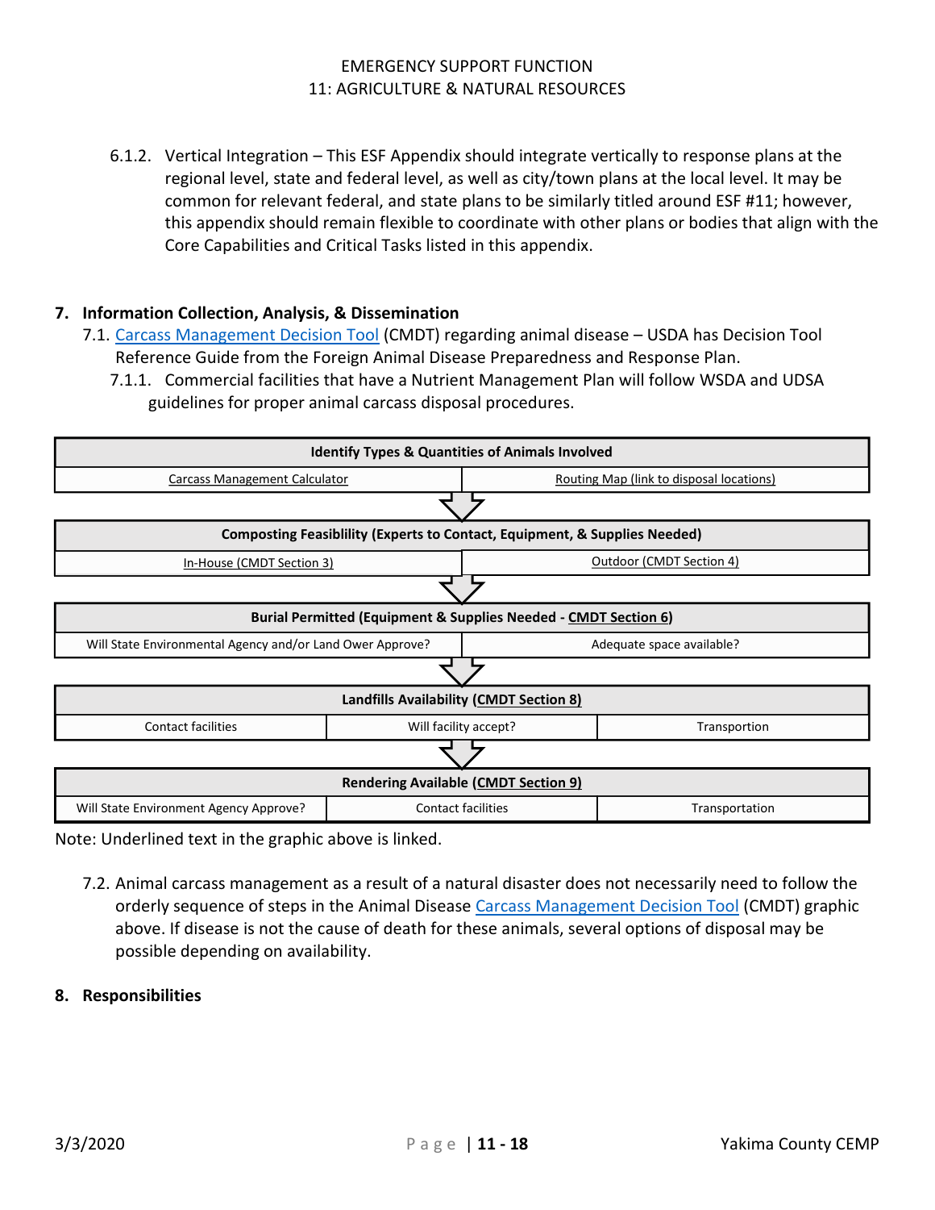6.1.2. Vertical Integration – This ESF Appendix should integrate vertically to response plans at the regional level, state and federal level, as well as city/town plans at the local level. It may be common for relevant federal, and state plans to be similarly titled around ESF #11; however, this appendix should remain flexible to coordinate with other plans or bodies that align with the Core Capabilities and Critical Tasks listed in this appendix.

## 7. Information Collection, Analysis, & Dissemination

7.1. Carcass Management Decision Tool (CMDT) regarding animal disease – USDA has Decision Tool Reference Guide from the Foreign Animal Disease Preparedness and Response Plan.

7.1.1. Commercial facilities that have a Nutrient Management Plan will follow WSDA and UDSA guidelines for proper animal carcass disposal procedures.

| **Identify Types & Quantities of Animals Involved** | |
|---|---|
| Carcass Management Calculator | Routing Map (link to disposal locations) |

↓

| **Composting Feasiblility (Experts to Contact, Equipment, & Supplies Needed)** | |
|---|---|
| In-House (CMDT Section 3) | Outdoor (CMDT Section 4) |

↓

| **Burial Permitted (Equipment & Supplies Needed - CMDT Section 6)** | |
|---|---|
| Will State Environmental Agency and/or Land Ower Approve? | Adequate space available? |

↓

| **Landfills Availability (CMDT Section 8)** | | |
|---|---|---|
| Contact facilities | Will facility accept? | Transportion |

↓

| **Rendering Available (CMDT Section 9)** | | |
|---|---|---|
| Will State Environment Agency Approve? | Contact facilities | Transportation |

Note: Underlined text in the graphic above is linked.

7.2. Animal carcass management as a result of a natural disaster does not necessarily need to follow the orderly sequence of steps in the Animal Disease Carcass Management Decision Tool (CMDT) graphic above. If disease is not the cause of death for these animals, several options of disposal may be possible depending on availability.

## 8. Responsibilities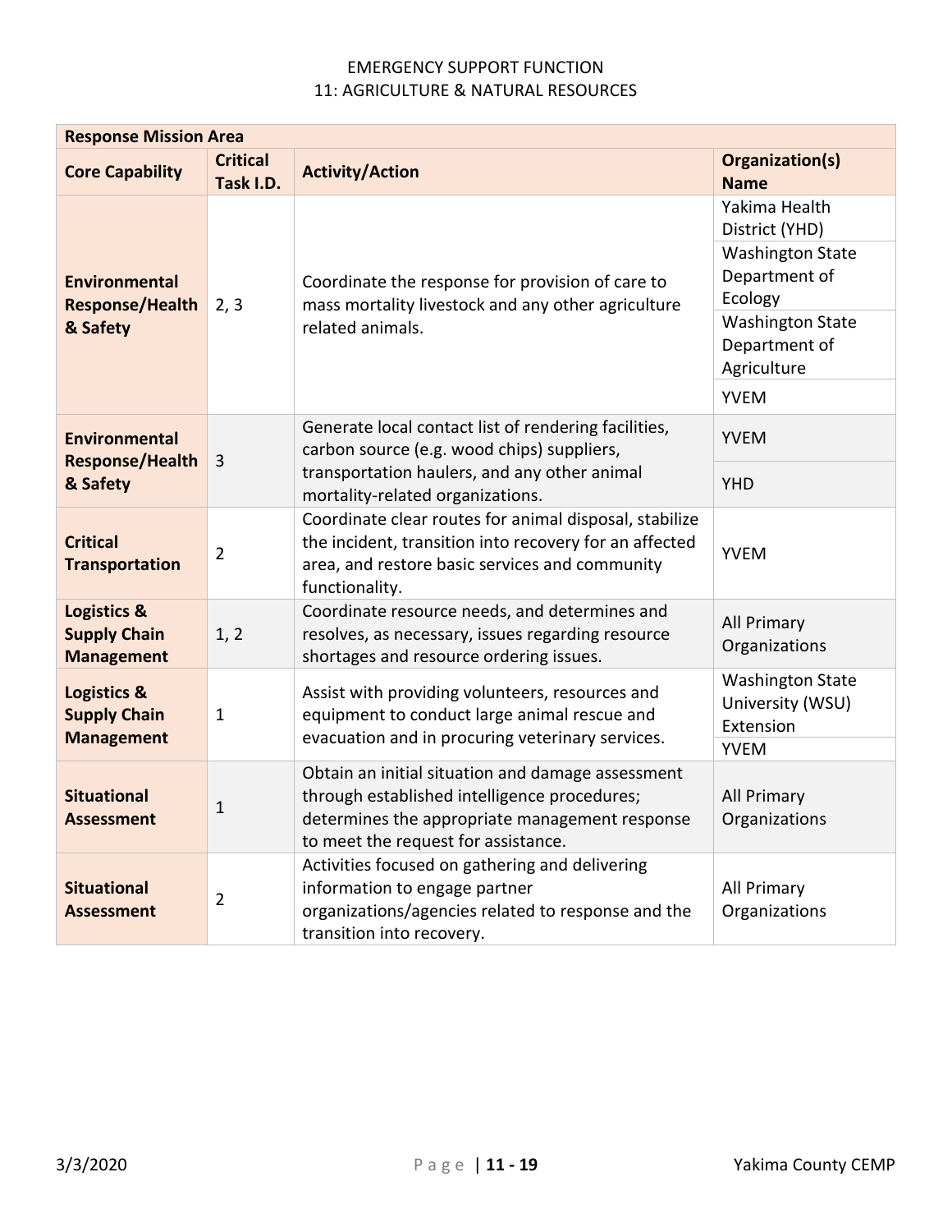EMERGENCY SUPPORT FUNCTION
11: AGRICULTURE & NATURAL RESOURCES

| Response Mission Area | | | |
|---|---|---|---|
| **Core Capability** | **Critical Task I.D.** | **Activity/Action** | **Organization(s) Name** |
| **Environmental Response/Health & Safety** | 2, 3 | Coordinate the response for provision of care to mass mortality livestock and any other agriculture related animals. | Yakima Health District (YHD) |
| | | | Washington State Department of Ecology |
| | | | Washington State Department of Agriculture |
| | | | YVEM |
| **Environmental Response/Health & Safety** | 3 | Generate local contact list of rendering facilities, carbon source (e.g. wood chips) suppliers, transportation haulers, and any other animal mortality-related organizations. | YVEM |
| | | | YHD |
| **Critical Transportation** | 2 | Coordinate clear routes for animal disposal, stabilize the incident, transition into recovery for an affected area, and restore basic services and community functionality. | YVEM |
| **Logistics & Supply Chain Management** | 1, 2 | Coordinate resource needs, and determines and resolves, as necessary, issues regarding resource shortages and resource ordering issues. | All Primary Organizations |
| **Logistics & Supply Chain Management** | 1 | Assist with providing volunteers, resources and equipment to conduct large animal rescue and evacuation and in procuring veterinary services. | Washington State University (WSU) Extension |
| | | | YVEM |
| **Situational Assessment** | 1 | Obtain an initial situation and damage assessment through established intelligence procedures; determines the appropriate management response to meet the request for assistance. | All Primary Organizations |
| **Situational Assessment** | 2 | Activities focused on gathering and delivering information to engage partner organizations/agencies related to response and the transition into recovery. | All Primary Organizations |